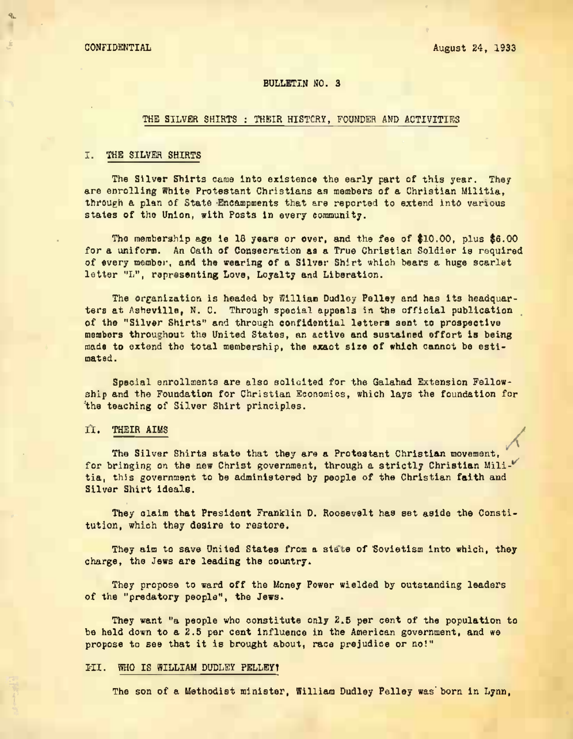CONFIDENTIAL

August 24, 1933

BULLETIN NO. 3

THE SILVER SHIRTS : THEIR HISTORY, FOUNDER AND ACTIVITIES

## I. THE SILVER SHIRTS

The Silver Shirts came into existence the early part of this year. They are enrolling White Protestant Christians as members of a Christian Militia, through a plan of State Encampments that are reported to extend into various states of the Union, with Posts in every community.

The membership age is 18 years or over, and the fee of $10.00, plus $6.00 for a uniform. An Oath of Consecration as a True Christian Soldier is required of every member, and the wearing of a Silver Shirt which bears a huge scarlet letter "L", representing Love, Loyalty and Liberation.

The organization is headed by William Dudley Pelley and has its headquarters at Asheville, N. C. Through special appeals in the official publication of the "Silver Shirts" and through confidential letters sent to prospective members throughout the United States, an active and sustained effort is being made to extend the total membership, the exact size of which cannot be estimated.

Special enrollments are also solicited for the Galahad Extension Fellowship and the Foundation for Christian Economics, which lays the foundation for the teaching of Silver Shirt principles.

## II. THEIR AIMS

The Silver Shirts state that they are a Protestant Christian movement, for bringing on the new Christ government, through a strictly Christian Militia, this government to be administered by people of the Christian faith and Silver Shirt ideals.

They claim that President Franklin D. Roosevelt has set aside the Constitution, which they desire to restore.

They aim to save United States from a state of Sovietism into which, they charge, the Jews are leading the country.

They propose to ward off the Money Power wielded by outstanding leaders of the "predatory people", the Jews.

They want "a people who constitute only 2.5 per cent of the population to be held down to a 2.5 per cent influence in the American government, and we propose to see that it is brought about, race prejudice or no!"

## III. WHO IS WILLIAM DUDLEY PELLEY?

The son of a Methodist minister, William Dudley Pelley was born in Lynn,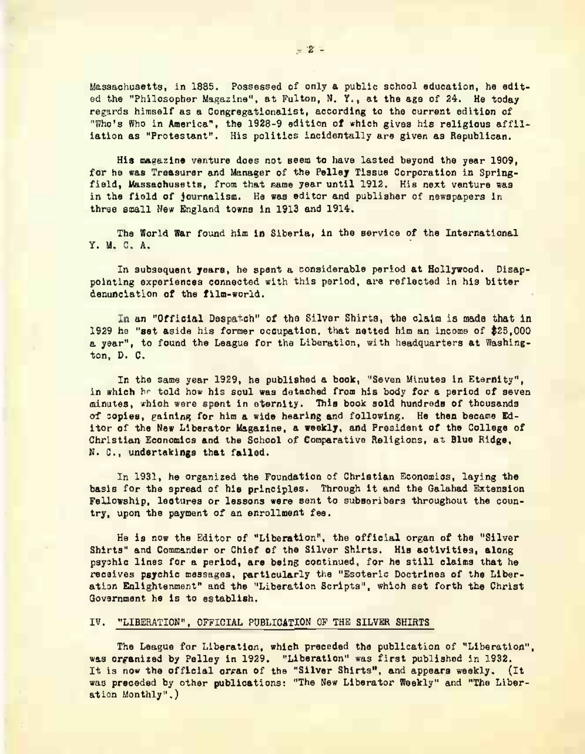Massachusetts, in 1885. Possessed of only a public school education, he edited the "Philosopher Magazine", at Fulton, N. Y., at the age of 24. He today regards himself as a Congregationalist, according to the current edition of "Who's Who in America", the 1928-9 edition of which gives his religious affiliation as "Protestant". His politics incidentally are given as Republican.

His magazine venture does not seem to have lasted beyond the year 1909, for he was Treasurer and Manager of the Pelley Tissue Corporation in Springfield, Massachusetts, from that same year until 1912. His next venture was in the field of journalism. He was editor and publisher of newspapers in three small New England towns in 1913 and 1914.

The World War found him in Siberia, in the service of the International Y. M. C. A.

In subsequent years, he spent a considerable period at Hollywood. Disappointing experiences connected with this period, are reflected in his bitter denunciation of the film-world.

In an "Official Despatch" of the Silver Shirts, the claim is made that in 1929 he "set aside his former occupation, that netted him an income of $25,000 a year", to found the League for the Liberation, with headquarters at Washington, D. C.

In the same year 1929, he published a book, "Seven Minutes in Eternity", in which he told how his soul was detached from his body for a period of seven minutes, which were spent in eternity. This book sold hundreds of thousands of copies, gaining for him a wide hearing and following. He then became Editor of the New Liberator Magazine, a weekly, and President of the College of Christian Economics and the School of Comparative Religions, at Blue Ridge, N. C., undertakings that failed.

In 1931, he organized the Foundation of Christian Economics, laying the basis for the spread of his principles. Through it and the Galahad Extension Fellowship, lectures or lessons were sent to subscribers throughout the country, upon the payment of an enrollment fee.

He is now the Editor of "Liberation", the official organ of the "Silver Shirts" and Commander or Chief of the Silver Shirts. His activities, along psychic lines for a period, are being continued, for he still claims that he receives psychic messages, particularly the "Esoteric Doctrines of the Liberation Enlightenment" and the "Liberation Scripts", which set forth the Christ Government he is to establish.

## IV. "LIBERATION", OFFICIAL PUBLICATION OF THE SILVER SHIRTS

The League for Liberation, which preceded the publication of "Liberation", was organized by Pelley in 1929. "Liberation" was first published in 1932. It is now the official organ of the "Silver Shirts", and appears weekly. (It was preceded by other publications: "The New Liberator Weekly" and "The Liberation Monthly".)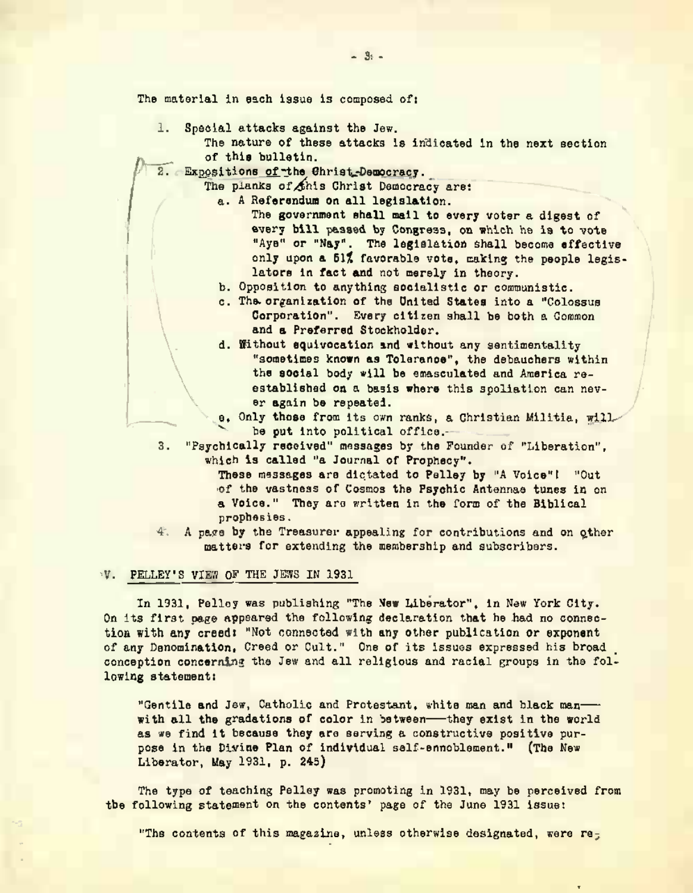The material in each issue is composed of:

1. Special attacks against the Jew.
   The nature of these attacks is indicated in the next section of this bulletin.
2. Expositions of the Christ-Democracy.
   The planks of this Christ Democracy are:
   a. A Referendum on all legislation.
      The government shall mail to every voter a digest of every bill passed by Congress, on which he is to vote "Aye" or "Nay". The legislation shall become effective only upon a 51% favorable vote, making the people legislators in fact and not merely in theory.
   b. Opposition to anything socialistic or communistic.
   c. The organization of the United States into a "Colossus Corporation". Every citizen shall be both a Common and a Preferred Stockholder.
   d. Without equivocation and without any sentimentality "sometimes known as Tolerance", the debauchers within the social body will be emasculated and America re-established on a basis where this spoliation can never again be repeated.
   e. Only those from its own ranks, a Christian Militia, will be put into political office.
3. "Psychically received" messages by the Founder of "Liberation", which is called "a Journal of Prophecy".
   These messages are dictated to Pelley by "A Voice"! "Out of the vastness of Cosmos the Psychic Antennae tunes in on a Voice." They are written in the form of the Biblical prophesies.
4. A page by the Treasurer appealing for contributions and on other matters for extending the membership and subscribers.

## V. PELLEY'S VIEW OF THE JEWS IN 1931

In 1931, Pelley was publishing "The New Liberator", in New York City. On its first page appeared the following declaration that he had no connection with any creed: "Not connected with any other publication or exponent of any Denomination, Creed or Cult." One of its issues expressed his broad conception concerning the Jew and all religious and racial groups in the following statement:

> "Gentile and Jew, Catholic and Protestant, white man and black man—with all the gradations of color in between—they exist in the world as we find it because they are serving a constructive positive purpose in the Divine Plan of individual self-ennoblement." (The New Liberator, May 1931, p. 245)

The type of teaching Pelley was promoting in 1931, may be perceived from the following statement on the contents' page of the June 1931 issue:

"The contents of this magazine, unless otherwise designated, were re-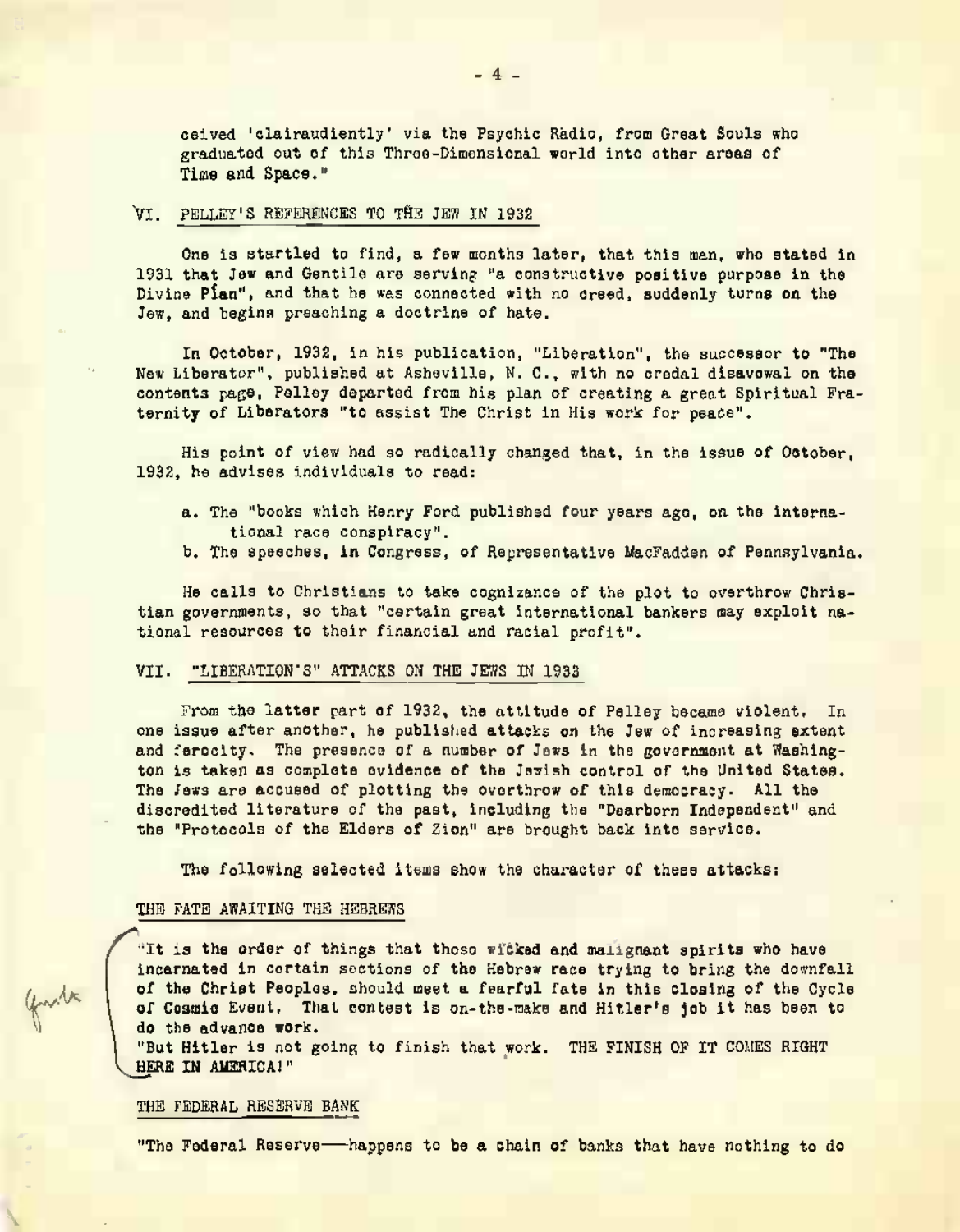ceived 'clairaudiently' via the Psychic Radio, from Great Souls who graduated out of this Three-Dimensional world into other areas of Time and Space."

## VI. PELLEY'S REFERENCES TO THE JEW IN 1932

One is startled to find, a few months later, that this man, who stated in 1931 that Jew and Gentile are serving "a constructive positive purpose in the Divine Plan", and that he was connected with no creed, suddenly turns on the Jew, and begins preaching a doctrine of hate.

In October, 1932, in his publication, "Liberation", the successor to "The New Liberator", published at Asheville, N. C., with no credal disavowal on the contents page, Pelley departed from his plan of creating a great Spiritual Fraternity of Liberators "to assist The Christ in His work for peace".

His point of view had so radically changed that, in the issue of October, 1932, he advises individuals to read:

a. The "books which Henry Ford published four years ago, on the international race conspiracy".
b. The speeches, in Congress, of Representative MacFadden of Pennsylvania.

He calls to Christians to take cognizance of the plot to overthrow Christian governments, so that "certain great international bankers may exploit national resources to their financial and racial profit".

## VII. "LIBERATION'S" ATTACKS ON THE JEWS IN 1933

From the latter part of 1932, the attitude of Pelley became violent. In one issue after another, he published attacks on the Jew of increasing extent and ferocity. The presence of a number of Jews in the government at Washington is taken as complete evidence of the Jewish control of the United States. The Jews are accused of plotting the overthrow of this democracy. All the discredited literature of the past, including the "Dearborn Independent" and the "Protocols of the Elders of Zion" are brought back into service.

The following selected items show the character of these attacks:

### THE FATE AWAITING THE HEBREWS

"It is the order of things that those wicked and malignant spirits who have incarnated in certain sections of the Hebrew race trying to bring the downfall of the Christ Peoples, should meet a fearful fate in this closing of the Cycle of Cosmic Event. That contest is on-the-make and Hitler's job it has been to do the advance work.

"But Hitler is not going to finish that work. THE FINISH OF IT COMES RIGHT HERE IN AMERICA!"

### THE FEDERAL RESERVE BANK

"The Federal Reserve——happens to be a chain of banks that have nothing to do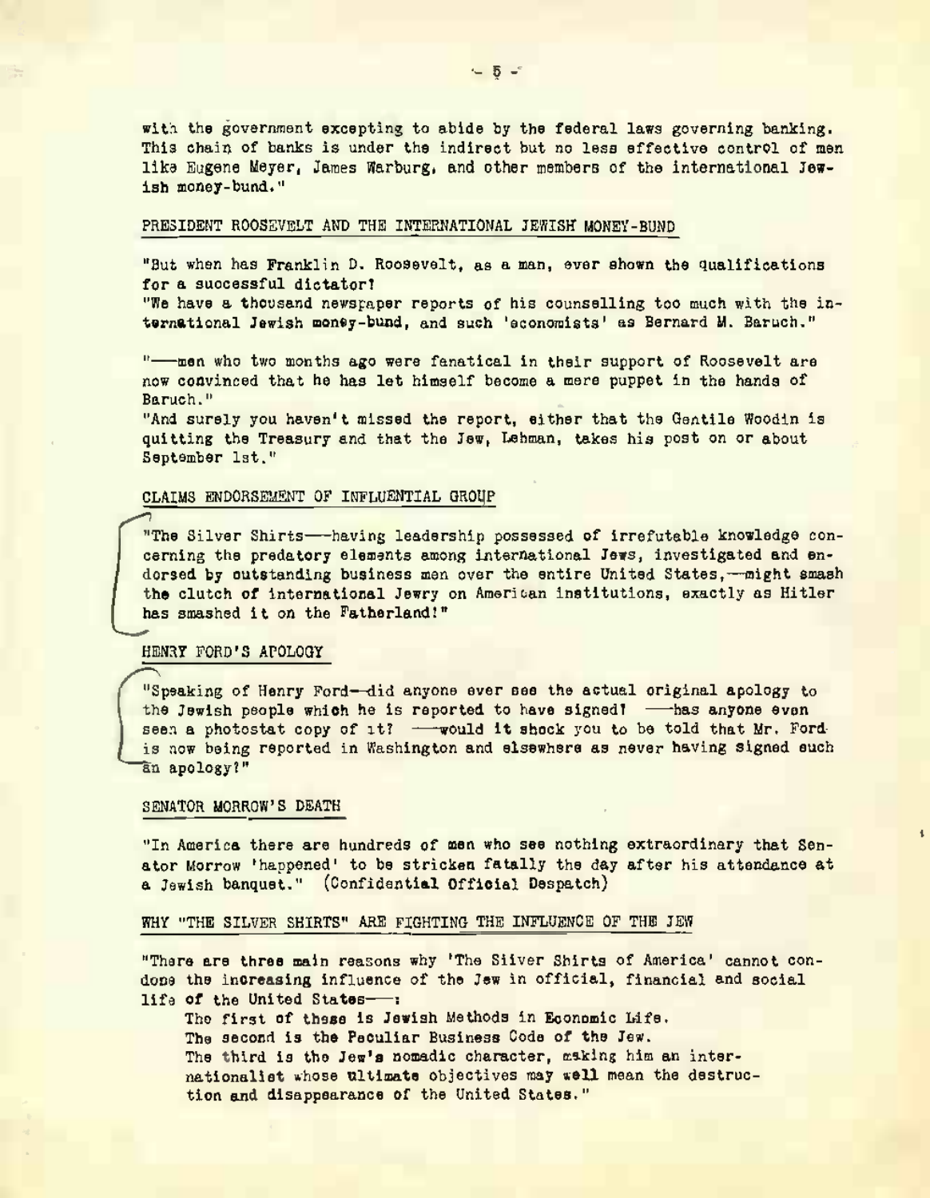with the government excepting to abide by the federal laws governing banking. This chain of banks is under the indirect but no less effective control of men like Eugene Meyer, James Warburg, and other members of the international Jewish money-bund."

## PRESIDENT ROOSEVELT AND THE INTERNATIONAL JEWISH MONEY-BUND

"But when has Franklin D. Roosevelt, as a man, ever shown the qualifications for a successful dictator?

"We have a thousand newspaper reports of his counselling too much with the international Jewish money-bund, and such 'economists' as Bernard M. Baruch."

"——men who two months ago were fanatical in their support of Roosevelt are now convinced that he has let himself become a mere puppet in the hands of Baruch."

"And surely you haven't missed the report, either that the Gentile Woodin is quitting the Treasury and that the Jew, Lehman, takes his post on or about September 1st."

## CLAIMS ENDORSEMENT OF INFLUENTIAL GROUP

"The Silver Shirts——having leadership possessed of irrefutable knowledge concerning the predatory elements among international Jews, investigated and endorsed by outstanding business men over the entire United States,——might smash the clutch of international Jewry on American institutions, exactly as Hitler has smashed it on the Fatherland!"

## HENRY FORD'S APOLOGY

"Speaking of Henry Ford——did anyone ever see the actual original apology to the Jewish people which he is reported to have signed? ——has anyone even seen a photostat copy of it? ——would it shock you to be told that Mr. Ford is now being reported in Washington and elsewhere as never having signed such an apology?"

## SENATOR MORROW'S DEATH

"In America there are hundreds of men who see nothing extraordinary that Senator Morrow 'happened' to be stricken fatally the day after his attendance at a Jewish banquet." (Confidential Official Despatch)

## WHY "THE SILVER SHIRTS" ARE FIGHTING THE INFLUENCE OF THE JEW

"There are three main reasons why 'The Silver Shirts of America' cannot condone the increasing influence of the Jew in official, financial and social life of the United States——:

The first of these is Jewish Methods in Economic Life.
The second is the Peculiar Business Code of the Jew.
The third is the Jew's nomadic character, making him an internationalist whose ultimate objectives may well mean the destruction and disappearance of the United States."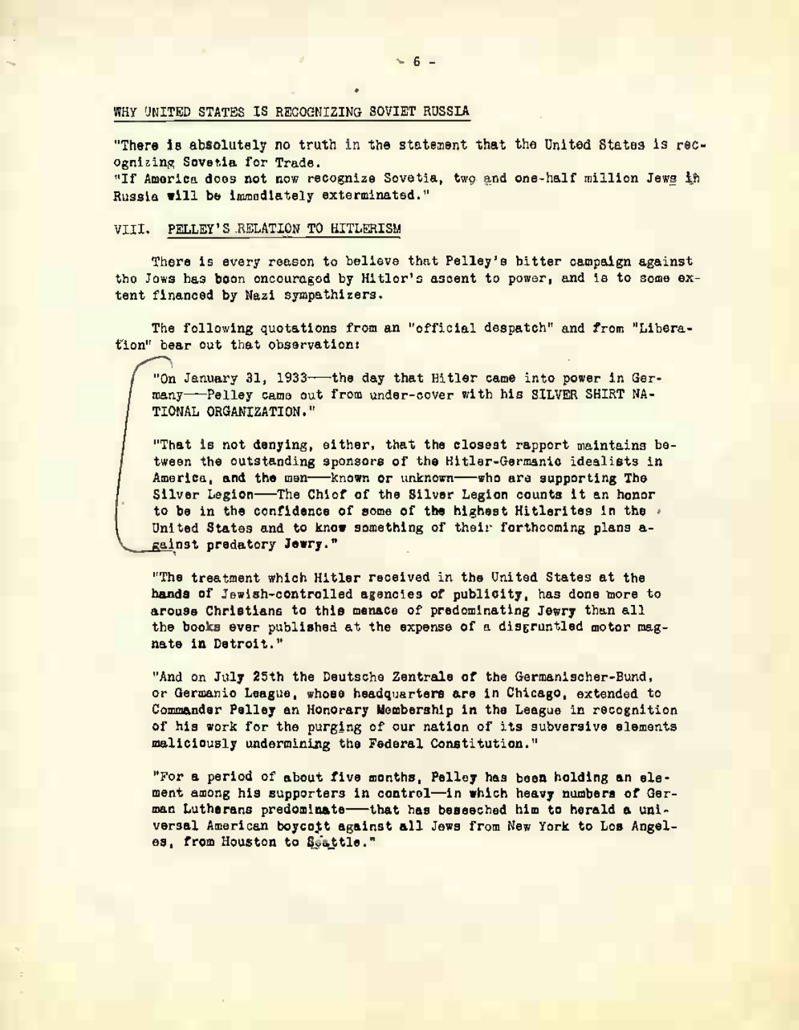WHY UNITED STATES IS RECOGNIZING SOVIET RUSSIA

"There is absolutely no truth in the statement that the United States is recognizing Sovetia for Trade.
"If America does not now recognize Sovetia, two and one-half million Jews in Russia will be immediately exterminated."

## VIII. PELLEY'S RELATION TO HITLERISM

There is every reason to believe that Pelley's bitter campaign against the Jews has been encouraged by Hitler's ascent to power, and is to some extent financed by Nazi sympathizers.

The following quotations from an "official despatch" and from "Liberation" bear out that observation:

> "On January 31, 1933——the day that Hitler came into power in Germany——Pelley came out from under-cover with his SILVER SHIRT NATIONAL ORGANIZATION."
>
> "That is not denying, either, that the closest rapport maintains between the outstanding sponsors of the Hitler-Germanic idealists in America, and the men——known or unknown——who are supporting The Silver Legion——The Chief of the Silver Legion counts it an honor to be in the confidence of some of the highest Hitlerites in the United States and to know something of their forthcoming plans against predatory Jewry."
>
> "The treatment which Hitler received in the United States at the hands of Jewish-controlled agencies of publicity, has done more to arouse Christians to this menace of predominating Jewry than all the books ever published at the expense of a disgruntled motor magnate in Detroit."
>
> "And on July 25th the Deutsche Zentrale of the Germanischer-Bund, or Germanic League, whose headquarters are in Chicago, extended to Commander Pelley an Honorary Membership in the League in recognition of his work for the purging of our nation of its subversive elements maliciously undermining the Federal Constitution."
>
> "For a period of about five months, Pelley has been holding an element among his supporters in control—in which heavy numbers of German Lutherans predominate——that has beseeched him to herald a universal American boycott against all Jews from New York to Los Angeles, from Houston to Seattle."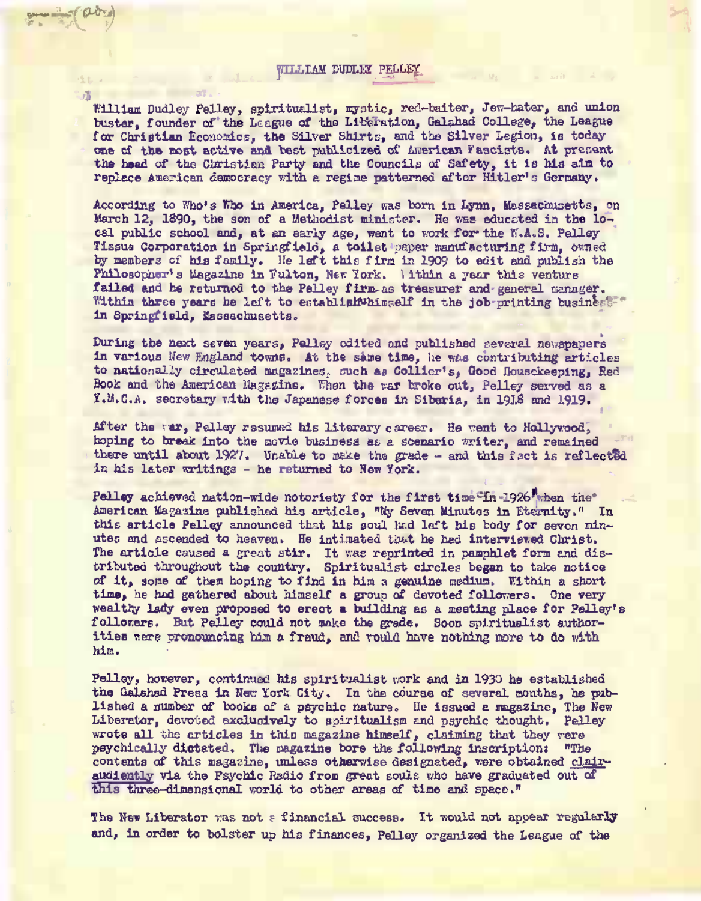# WILLIAM DUDLEY PELLEY

William Dudley Pelley, spiritualist, mystic, red-baiter, Jew-hater, and union buster, founder of the League of the Liberation, Galahad College, the League for Christian Economics, the Silver Shirts, and the Silver Legion, is today one of the most active and best publicized of American Fascists. At present the head of the Christian Party and the Councils of Safety, it is his aim to replace American democracy with a regime patterned after Hitler's Germany.

According to Who's Who in America, Pelley was born in Lynn, Massachusetts, on March 12, 1890, the son of a Methodist minister. He was educated in the local public school and, at an early age, went to work for the W.A.S. Pelley Tissue Corporation in Springfield, a toilet paper manufacturing firm, owned by members of his family. He left this firm in 1909 to edit and publish the Philosopher's Magazine in Fulton, New York. Within a year this venture failed and he returned to the Pelley firm as treasurer and general manager. Within three years he left to establish himself in the job printing business in Springfield, Massachusetts.

During the next seven years, Pelley edited and published several newspapers in various New England towns. At the same time, he was contributing articles to nationally circulated magazines, such as Collier's, Good Housekeeping, Red Book and the American Magazine. When the war broke out, Pelley served as a Y.M.C.A. secretary with the Japanese forces in Siberia, in 1918 and 1919.

After the war, Pelley resumed his literary career. He went to Hollywood, hoping to break into the movie business as a scenario writer, and remained there until about 1927. Unable to make the grade - and this fact is reflected in his later writings - he returned to New York.

Pelley achieved nation-wide notoriety for the first time in 1926 when the American Magazine published his article, "My Seven Minutes in Eternity." In this article Pelley announced that his soul had left his body for seven minutes and ascended to heaven. He intimated that he had interviewed Christ. The article caused a great stir. It was reprinted in pamphlet form and distributed throughout the country. Spiritualist circles began to take notice of it, some of them hoping to find in him a genuine medium. Within a short time, he had gathered about himself a group of devoted followers. One very wealthy lady even proposed to erect a building as a meeting place for Pelley's followers. But Pelley could not make the grade. Soon spiritualist authorities were pronouncing him a fraud, and would have nothing more to do with him.

Pelley, however, continued his spiritualist work and in 1930 he established the Galahad Press in New York City. In the course of several months, he published a number of books of a psychic nature. He issued a magazine, The New Liberator, devoted exclusively to spiritualism and psychic thought. Pelley wrote all the articles in this magazine himself, claiming that they were psychically dictated. The magazine bore the following inscription: "The contents of this magazine, unless otherwise designated, were obtained clairaudiently via the Psychic Radio from great souls who have graduated out of this three-dimensional world to other areas of time and space."

The New Liberator was not a financial success. It would not appear regularly and, in order to bolster up his finances, Pelley organized the League of the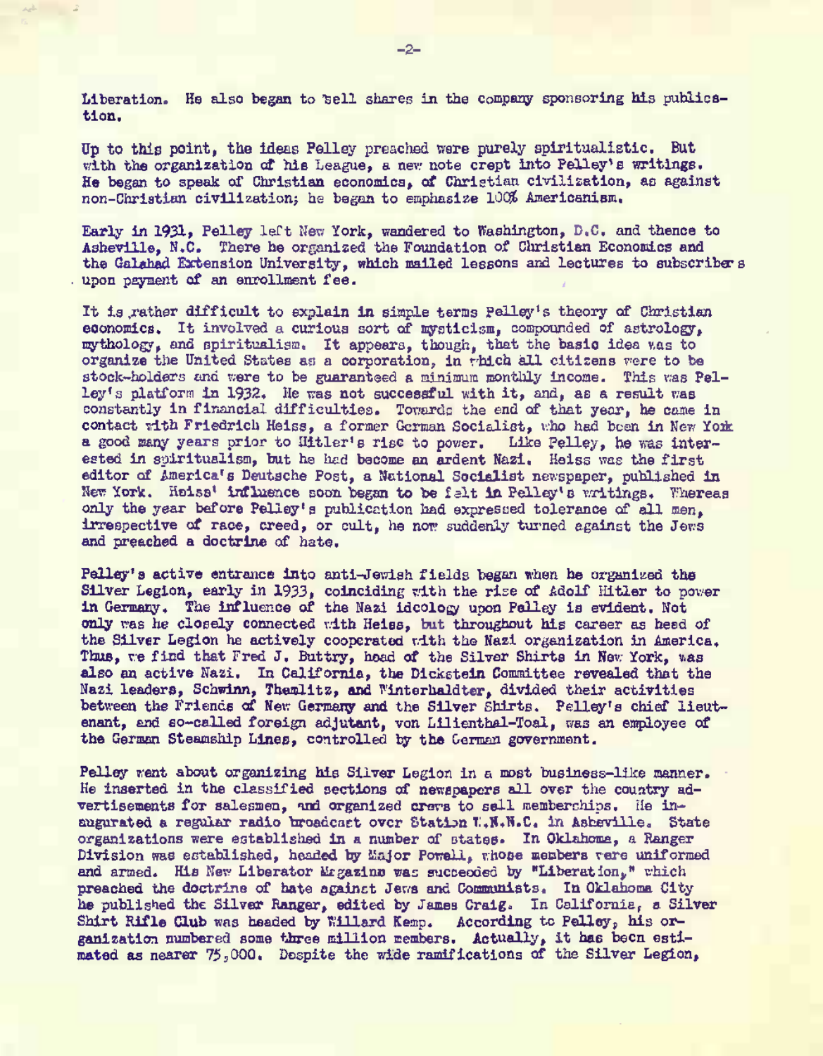Liberation. He also began to sell shares in the company sponsoring his publication.

Up to this point, the ideas Pelley preached were purely spiritualistic. But with the organization of his League, a new note crept into Pelley's writings. He began to speak of Christian economics, of Christian civilization, as against non-Christian civilization; he began to emphasize 100% Americanism.

Early in 1931, Pelley left New York, wandered to Washington, D.C. and thence to Asheville, N.C. There he organized the Foundation of Christian Economics and the Galahad Extension University, which mailed lessons and lectures to subscribers upon payment of an enrollment fee.

It is rather difficult to explain in simple terms Pelley's theory of Christian economics. It involved a curious sort of mysticism, compounded of astrology, mythology, and spiritualism. It appears, though, that the basic idea was to organize the United States as a corporation, in which all citizens were to be stock-holders and were to be guaranteed a minimum monthly income. This was Pelley's platform in 1932. He was not successful with it, and, as a result was constantly in financial difficulties. Towards the end of that year, he came in contact with Friedrich Heiss, a former German Socialist, who had been in New York a good many years prior to Hitler's rise to power. Like Pelley, he was interested in spiritualism, but he had become an ardent Nazi. Heiss was the first editor of America's Deutsche Post, a National Socialist newspaper, published in New York. Heiss' influence soon began to be felt in Pelley's writings. Whereas only the year before Pelley's publication had expressed tolerance of all men, irrespective of race, creed, or cult, he now suddenly turned against the Jews and preached a doctrine of hate.

Pelley's active entrance into anti-Jewish fields began when he organized the Silver Legion, early in 1933, coinciding with the rise of Adolf Hitler to power in Germany. The influence of the Nazi ideology upon Pelley is evident. Not only was he closely connected with Heiss, but throughout his career as head of the Silver Legion he actively cooperated with the Nazi organization in America. Thus, we find that Fred J. Buttry, head of the Silver Shirts in New York, was also an active Nazi. In California, the Dickstein Committee revealed that the Nazi leaders, Schwinn, Themlitz, and Winterhaldter, divided their activities between the Friends of New Germany and the Silver Shirts. Pelley's chief lieutenant, and so-called foreign adjutant, von Lilienthal-Toal, was an employee of the German Steamship Lines, controlled by the German government.

Pelley went about organizing his Silver Legion in a most business-like manner. He inserted in the classified sections of newspapers all over the country advertisements for salesmen, and organized crews to sell memberships. He inaugurated a regular radio broadcast over Station W.N.N.C. in Asheville. State organizations were established in a number of states. In Oklahoma, a Ranger Division was established, headed by Major Powell, whose members were uniformed and armed. His New Liberator Magazine was succeeded by "Liberation," which preached the doctrine of hate against Jews and Communists. In Oklahoma City he published the Silver Ranger, edited by James Craig. In California, a Silver Shirt Rifle Club was headed by Willard Kemp. According to Pelley, his organization numbered some three million members. Actually, it has been estimated as nearer 75,000. Despite the wide ramifications of the Silver Legion,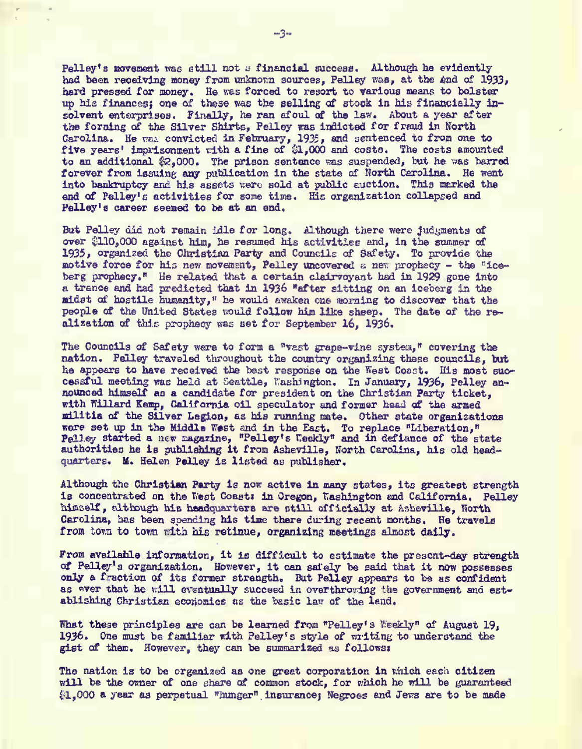Pelley's movement was still not a financial success. Although he evidently had been receiving money from unknown sources, Pelley was, at the end of 1933, hard pressed for money. He was forced to resort to various means to bolster up his finances; one of these was the selling of stock in his financially insolvent enterprises. Finally, he ran afoul of the law. About a year after the forming of the Silver Shirts, Pelley was indicted for fraud in North Carolina. He was convicted in February, 1935, and sentenced to from one to five years' imprisonment with a fine of $1,000 and costs. The costs amounted to an additional $2,000. The prison sentence was suspended, but he was barred forever from issuing any publication in the state of North Carolina. He went into bankruptcy and his assets were sold at public auction. This marked the end of Pelley's activities for some time. His organization collapsed and Pelley's career seemed to be at an end.

But Pelley did not remain idle for long. Although there were judgments of over $110,000 against him, he resumed his activities and, in the summer of 1935, organized the Christian Party and Councils of Safety. To provide the motive force for his new movement, Pelley uncovered a new prophecy - the "iceberg prophecy." He related that a certain clairvoyant had in 1929 gone into a trance and had predicted that in 1936 "after sitting on an iceberg in the midst of hostile humanity," he would awaken one morning to discover that the people of the United States would follow him like sheep. The date of the realization of this prophecy was set for September 16, 1936.

The Councils of Safety were to form a "vast grape-vine system," covering the nation. Pelley traveled throughout the country organizing these councils, but he appears to have received the best response on the West Coast. His most successful meeting was held at Seattle, Washington. In January, 1936, Pelley announced himself as a candidate for president on the Christian Party ticket, with Willard Kemp, California oil speculator and former head of the armed militia of the Silver Legion, as his running mate. Other state organizations were set up in the Middle West and in the East. To replace "Liberation," Pelley started a new magazine, "Pelley's Weekly" and in defiance of the state authorities he is publishing it from Asheville, North Carolina, his old headquarters. M. Helen Pelley is listed as publisher.

Although the Christian Party is now active in many states, its greatest strength is concentrated on the West Coast: in Oregon, Washington and California. Pelley himself, although his headquarters are still officially at Asheville, North Carolina, has been spending his time there during recent months. He travels from town to town with his retinue, organizing meetings almost daily.

From available information, it is difficult to estimate the present-day strength of Pelley's organization. However, it can safely be said that it now possesses only a fraction of its former strength. But Pelley appears to be as confident as ever that he will eventually succeed in overthrowing the government and establishing Christian economics as the basic law of the land.

What these principles are can be learned from "Pelley's Weekly" of August 19, 1936. One must be familiar with Pelley's style of writing to understand the gist of them. However, they can be summarized as follows:

The nation is to be organized as one great corporation in which each citizen will be the owner of one share of common stock, for which he will be guaranteed $1,000 a year as perpetual "hunger" insurance; Negroes and Jews are to be made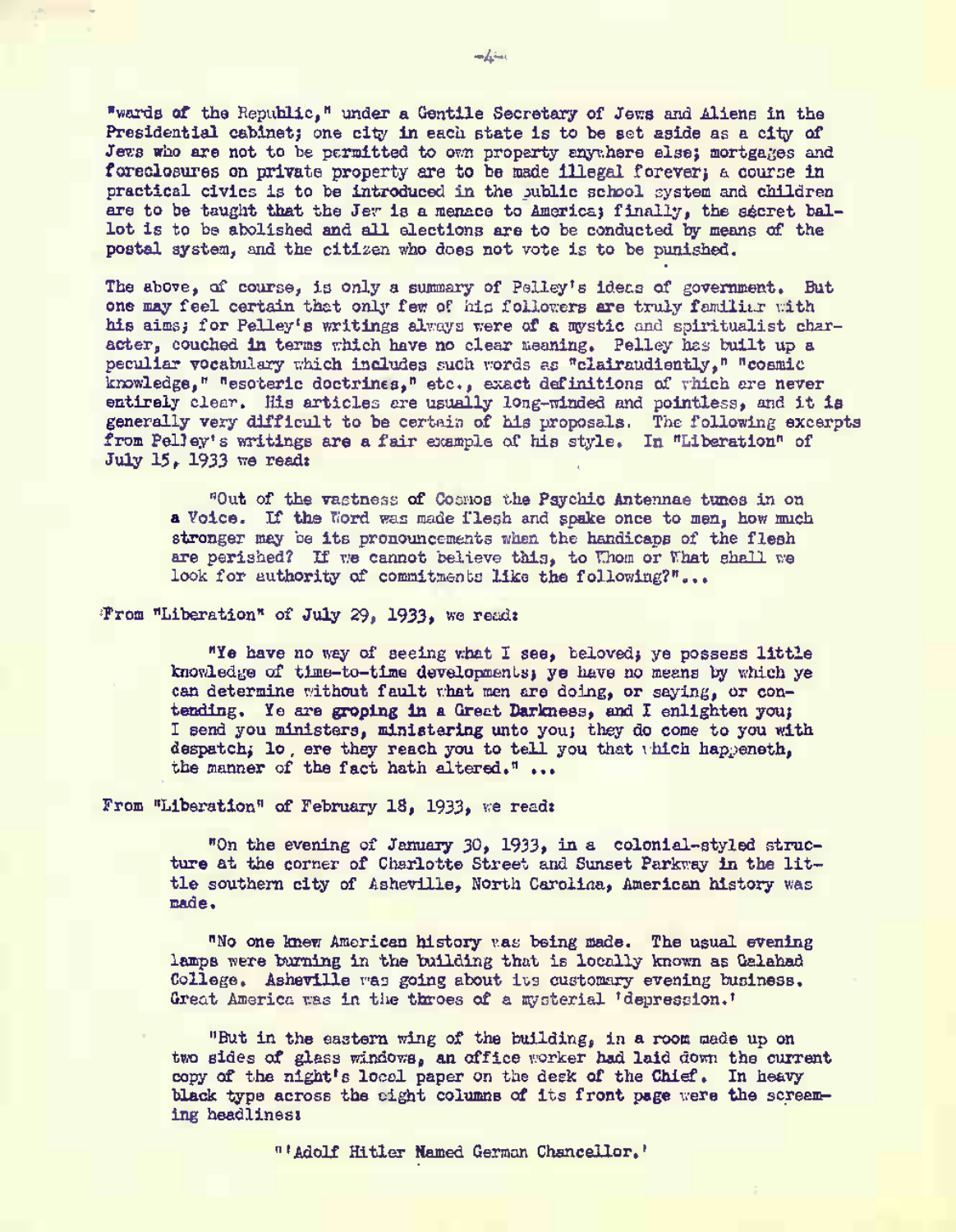"wards of the Republic," under a Gentile Secretary of Jews and Aliens in the Presidential cabinet; one city in each state is to be set aside as a city of Jews who are not to be permitted to own property anywhere else; mortgages and foreclosures on private property are to be made illegal forever; a course in practical civics is to be introduced in the public school system and children are to be taught that the Jew is a menace to America; finally, the secret ballot is to be abolished and all elections are to be conducted by means of the postal system, and the citizen who does not vote is to be punished.

The above, of course, is only a summary of Pelley's ideas of government. But one may feel certain that only few of his followers are truly familiar with his aims; for Pelley's writings always were of a mystic and spiritualist character, couched in terms which have no clear meaning. Pelley has built up a peculiar vocabulary which includes such words as "clairaudiently," "cosmic knowledge," "esoteric doctrines," etc., exact definitions of which are never entirely clear. His articles are usually long-winded and pointless, and it is generally very difficult to be certain of his proposals. The following excerpts from Pelley's writings are a fair example of his style. In "Liberation" of July 15, 1933 we read:

> "Out of the vastness of Cosmos the Psychic Antennae tunes in on a Voice. If the Word was made flesh and spake once to men, how much stronger may be its pronouncements when the handicaps of the flesh are perished? If we cannot believe this, to Whom or What shall we look for authority of commitments like the following?"...

From "Liberation" of July 29, 1933, we read:

> "Ye have no way of seeing what I see, beloved; ye possess little knowledge of time-to-time developments; ye have no means by which ye can determine without fault what men are doing, or saying, or contending. Ye are groping in a Great Darkness, and I enlighten you; I send you ministers, ministering unto you; they do come to you with despatch; lo, ere they reach you to tell you that which happeneth, the manner of the fact hath altered." ...

From "Liberation" of February 18, 1933, we read:

> "On the evening of January 30, 1933, in a colonial-styled structure at the corner of Charlotte Street and Sunset Parkway in the little southern city of Asheville, North Carolina, American history was made.
>
> "No one knew American history was being made. The usual evening lamps were burning in the building that is locally known as Galahad College. Asheville was going about its customary evening business. Great America was in the throes of a mysterial 'depression.'
>
> "But in the eastern wing of the building, in a room made up on two sides of glass windows, an office worker had laid down the current copy of the night's local paper on the desk of the Chief. In heavy black type across the eight columns of its front page were the screaming headlines:
>
> "'Adolf Hitler Named German Chancellor.'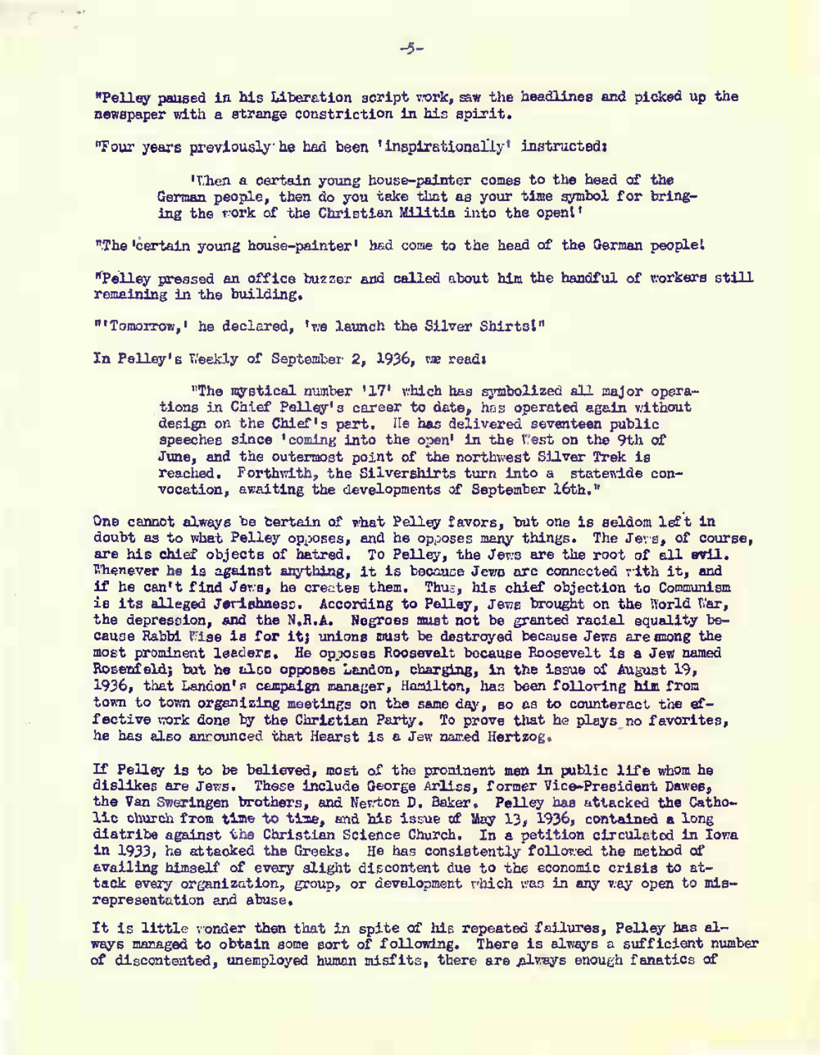"Pelley paused in his Liberation script work, saw the headlines and picked up the newspaper with a strange constriction in his spirit.

"Four years previously he had been 'inspirationally' instructed:

> 'When a certain young house-painter comes to the head of the German people, then do you take that as your time symbol for bringing the work of the Christian Militia into the open!'

"The 'certain young house-painter' had come to the head of the German people!

"Pelley pressed an office buzzer and called about him the handful of workers still remaining in the building.

"'Tomorrow,' he declared, 'we launch the Silver Shirts!"

In Pelley's Weekly of September 2, 1936, we read:

> "The mystical number '17' which has symbolized all major operations in Chief Pelley's career to date, has operated again without design on the Chief's part. He has delivered seventeen public speeches since 'coming into the open' in the West on the 9th of June, and the outermost point of the northwest Silver Trek is reached. Forthwith, the Silvershirts turn into a statewide convocation, awaiting the developments of September 16th."

One cannot always be certain of what Pelley favors, but one is seldom left in doubt as to what Pelley opposes, and he opposes many things. The Jews, of course, are his chief objects of hatred. To Pelley, the Jews are the root of all evil. Whenever he is against anything, it is because Jews are connected with it, and if he can't find Jews, he creates them. Thus, his chief objection to Communism is its alleged Jewishness. According to Pelley, Jews brought on the World War, the depression, and the N.R.A. Negroes must not be granted racial equality because Rabbi Wise is for it; unions must be destroyed because Jews are among the most prominent leaders. He opposes Roosevelt because Roosevelt is a Jew named Rosenfeld; but he also opposes Landon, charging, in the issue of August 19, 1936, that Landon's campaign manager, Hamilton, has been following him from town to town organizing meetings on the same day, so as to counteract the effective work done by the Christian Party. To prove that he plays no favorites, he has also announced that Hearst is a Jew named Hertzog.

If Pelley is to be believed, most of the prominent men in public life whom he dislikes are Jews. These include George Arliss, former Vice-President Dawes, the Van Sweringen brothers, and Newton D. Baker. Pelley has attacked the Catholic church from time to time, and his issue of May 13, 1936, contained a long diatribe against the Christian Science Church. In a petition circulated in Iowa in 1933, he attacked the Greeks. He has consistently followed the method of availing himself of every slight discontent due to the economic crisis to attack every organization, group, or development which was in any way open to misrepresentation and abuse.

It is little wonder then that in spite of his repeated failures, Pelley has always managed to obtain some sort of following. There is always a sufficient number of discontented, unemployed human misfits, there are always enough fanatics of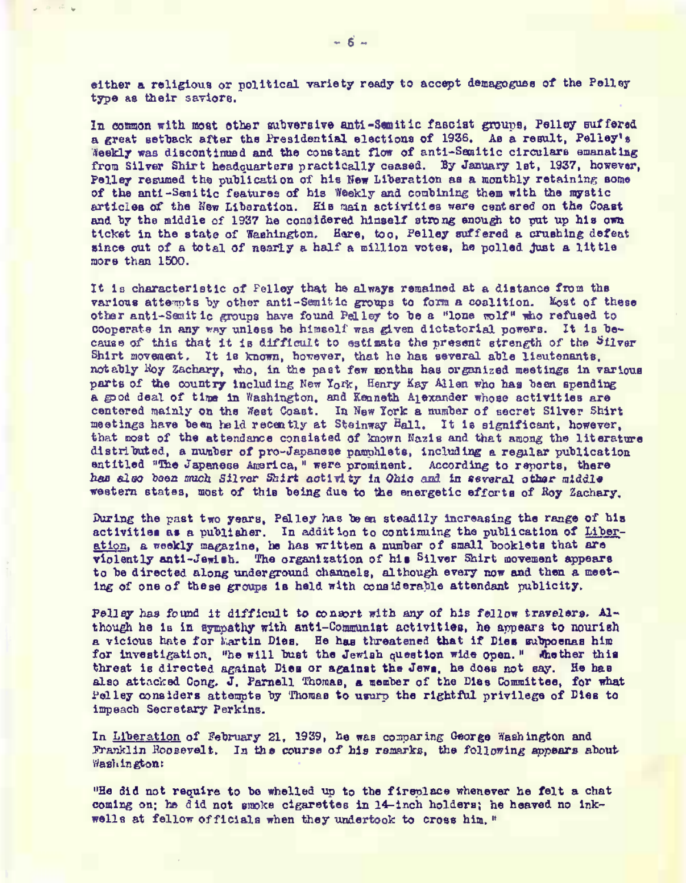either a religious or political variety ready to accept demagogues of the Pelley type as their saviors.

In common with most other subversive anti-Semitic fascist groups, Pelley suffered a great setback after the Presidential elections of 1936. As a result, Pelley's Weekly was discontinued and the constant flow of anti-Semitic circulars emanating from Silver Shirt headquarters practically ceased. By January 1st, 1937, however, Pelley resumed the publication of his New Liberation as a monthly retaining some of the anti-Semitic features of his Weekly and combining them with the mystic articles of the New Liberation. His main activities were centered on the Coast and by the middle of 1937 he considered himself strong enough to put up his own ticket in the state of Washington. Here, too, Pelley suffered a crushing defeat since out of a total of nearly a half a million votes, he polled just a little more than 1500.

It is characteristic of Pelley that he always remained at a distance from the various attempts by other anti-Semitic groups to form a coalition. Most of these other anti-Semitic groups have found Pelley to be a "lone wolf" who refused to cooperate in any way unless he himself was given dictatorial powers. It is because of this that it is difficult to estimate the present strength of the Silver Shirt movement. It is known, however, that he has several able lieutenants, notably Roy Zachary, who, in the past few months has organized meetings in various parts of the country including New York, Henry Kay Allen who has been spending a good deal of time in Washington, and Kenneth Alexander whose activities are centered mainly on the West Coast. In New York a number of secret Silver Shirt meetings have been held recently at Steinway Hall. It is significant, however, that most of the attendance consisted of known Nazis and that among the literature distributed, a number of pro-Japanese pamphlets, including a regular publication entitled "The Japanese America," were prominent. According to reports, there has also been much Silver Shirt activity in Ohio and in several other middle western states, most of this being due to the energetic efforts of Roy Zachary.

During the past two years, Pelley has been steadily increasing the range of his activities as a publisher. In addition to continuing the publication of Liberation, a weekly magazine, he has written a number of small booklets that are violently anti-Jewish. The organization of his Silver Shirt movement appears to be directed along underground channels, although every now and then a meeting of one of these groups is held with considerable attendant publicity.

Pelley has found it difficult to consort with any of his fellow travelers. Although he is in sympathy with anti-Communist activities, he appears to nourish a vicious hate for Martin Dies. He has threatened that if Dies subpoenas him for investigation, "he will bust the Jewish question wide open." Whether this threat is directed against Dies or against the Jews, he does not say. He has also attacked Cong. J. Parnell Thomas, a member of the Dies Committee, for what Pelley considers attempts by Thomas to usurp the rightful privilege of Dies to impeach Secretary Perkins.

In Liberation of February 21, 1939, he was comparing George Washington and Franklin Roosevelt. In the course of his remarks, the following appears about Washington:

"He did not require to be whelled up to the fireplace whenever he felt a chat coming on; he did not smoke cigarettes in 14-inch holders; he heaved no inkwells at fellow officials when they undertook to cross him."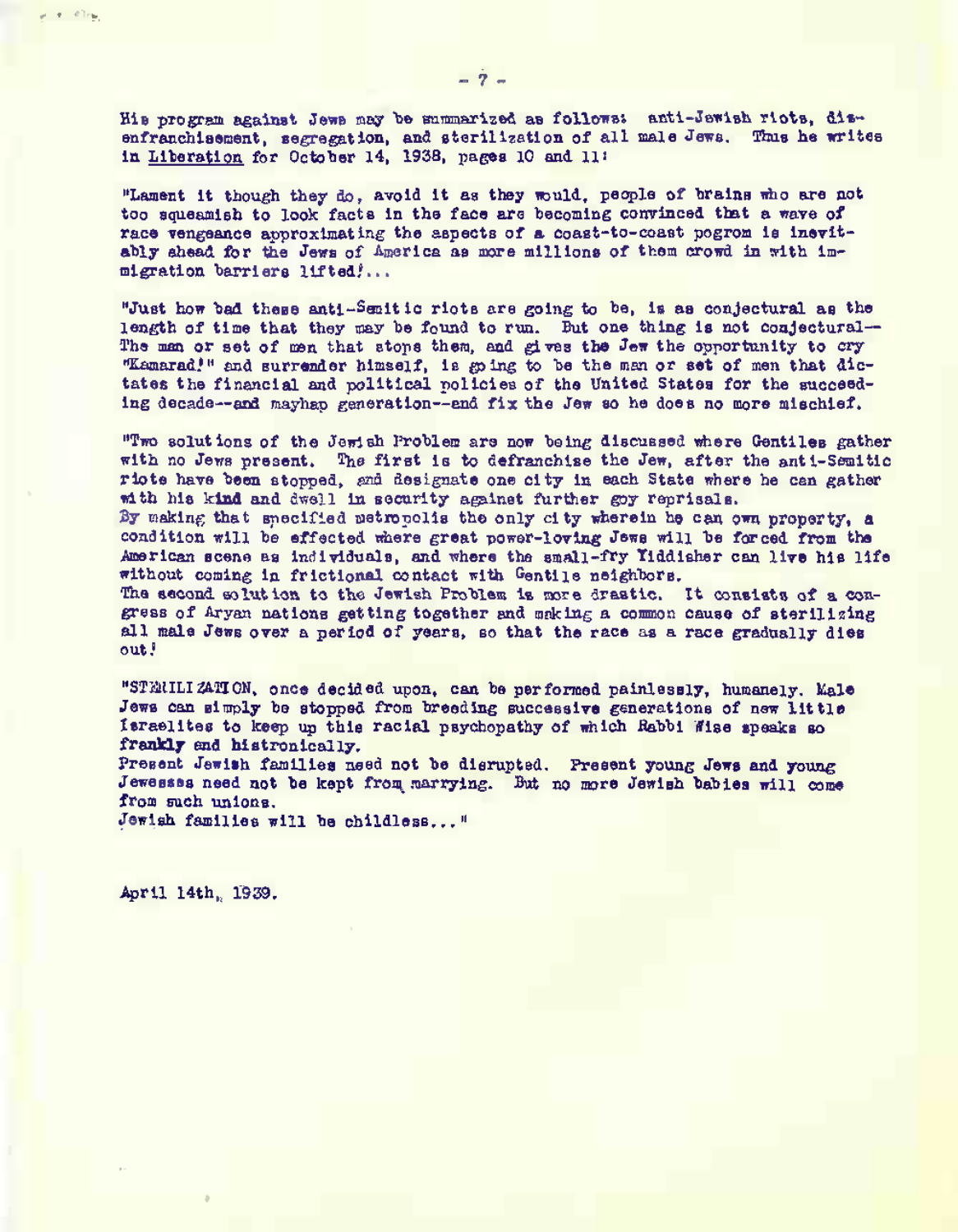His program against Jews may be summarized as follows: anti-Jewish riots, dis-enfranchisement, segregation, and sterilization of all male Jews. Thus he writes in Liberation for October 14, 1938, pages 10 and 11:

"Lament it though they do, avoid it as they would, people of brains who are not too squeamish to look facts in the face are becoming convinced that a wave of race vengeance approximating the aspects of a coast-to-coast pogrom is inevitably ahead for the Jews of America as more millions of them crowd in with immigration barriers lifted!...

"Just how bad these anti-Semitic riots are going to be, is as conjectural as the length of time that they may be found to run. But one thing is not conjectural-- The man or set of men that stops them, and gives the Jew the opportunity to cry "Kamarad!" and surrender himself, is going to be the man or set of men that dictates the financial and political policies of the United States for the succeeding decade--and mayhap generation--and fix the Jew so he does no more mischief.

"Two solutions of the Jewish Problem are now being discussed where Gentiles gather with no Jews present. The first is to defranchise the Jew, after the anti-Semitic riots have been stopped, and designate one city in each State where he can gather with his kind and dwell in security against further goy reprisals.
By making that specified metropolis the only city wherein he can own property, a condition will be effected where great power-loving Jews will be forced from the American scene as individuals, and where the small-fry Yiddisher can live his life without coming in frictional contact with Gentile neighbors.
The second solution to the Jewish Problem is more drastic. It consists of a congress of Aryan nations getting together and making a common cause of sterilizing all male Jews over a period of years, so that the race as a race gradually dies out!

"STERILIZATION, once decided upon, can be performed painlessly, humanely. Male Jews can simply be stopped from breeding successive generations of new little Israelites to keep up this racial psychopathy of which Rabbi Wise speaks so frankly and histronically.
Present Jewish families need not be disrupted. Present young Jews and young Jewesses need not be kept from marrying. But no more Jewish babies will come from such unions.
Jewish families will be childless..."

April 14th, 1939.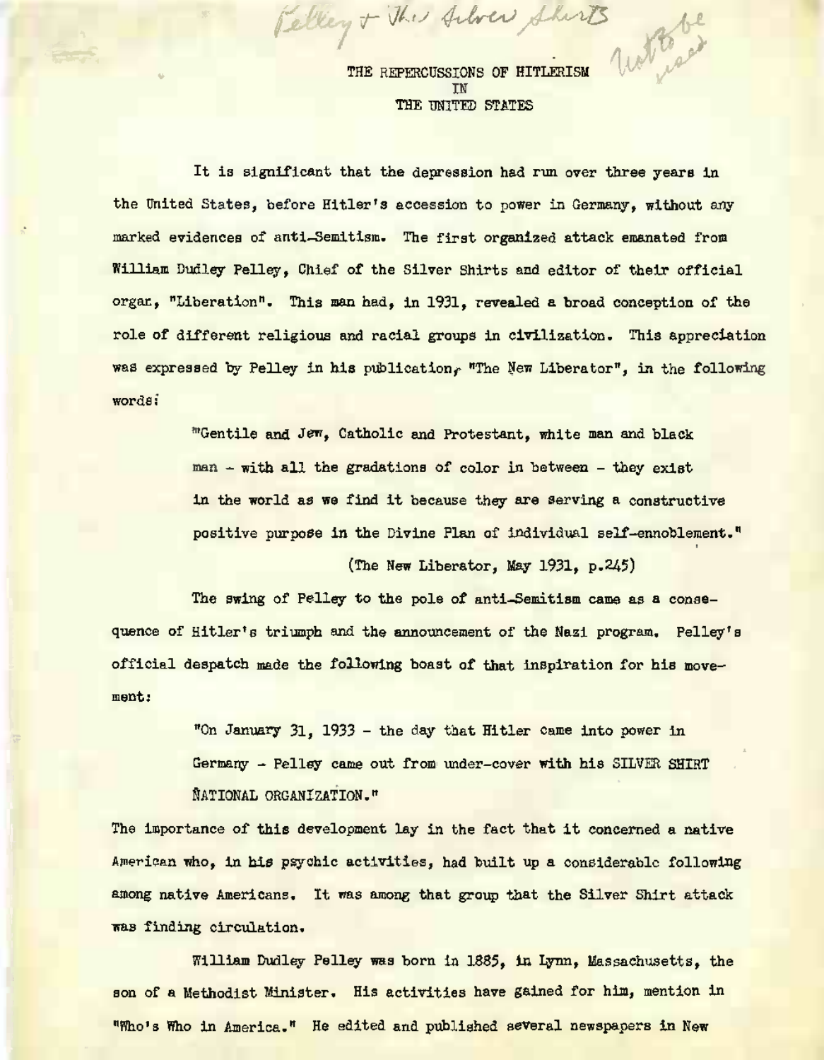Pelley & The Silver Shirts

Not to be used

# THE REPERCUSSIONS OF HITLERISM IN THE UNITED STATES

It is significant that the depression had run over three years in the United States, before Hitler's accession to power in Germany, without any marked evidences of anti-Semitism. The first organized attack emanated from William Dudley Pelley, Chief of the Silver Shirts and editor of their official organ, "Liberation". This man had, in 1931, revealed a broad conception of the role of different religious and racial groups in civilization. This appreciation was expressed by Pelley in his publication, "The New Liberator", in the following words:

> "Gentile and Jew, Catholic and Protestant, white man and black man - with all the gradations of color in between - they exist in the world as we find it because they are serving a constructive positive purpose in the Divine Plan of individual self-ennoblement."
>
> (The New Liberator, May 1931, p.245)

The swing of Pelley to the pole of anti-Semitism came as a consequence of Hitler's triumph and the announcement of the Nazi program. Pelley's official despatch made the following boast of that inspiration for his movement:

> "On January 31, 1933 - the day that Hitler came into power in Germany - Pelley came out from under-cover with his SILVER SHIRT NATIONAL ORGANIZATION."

The importance of this development lay in the fact that it concerned a native American who, in his psychic activities, had built up a considerable following among native Americans. It was among that group that the Silver Shirt attack was finding circulation.

William Dudley Pelley was born in 1885, in Lynn, Massachusetts, the son of a Methodist Minister. His activities have gained for him, mention in "Who's Who in America." He edited and published several newspapers in New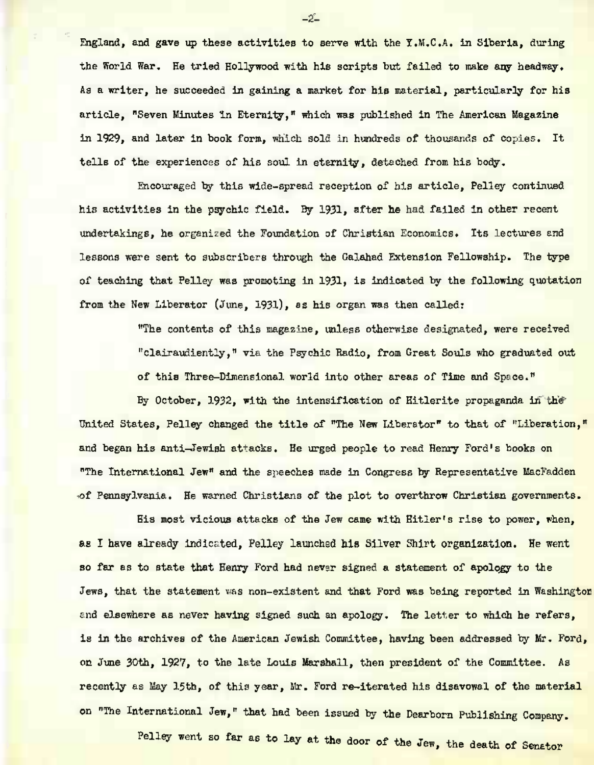England, and gave up these activities to serve with the Y.M.C.A. in Siberia, during the World War. He tried Hollywood with his scripts but failed to make any headway. As a writer, he succeeded in gaining a market for his material, particularly for his article, "Seven Minutes in Eternity," which was published in The American Magazine in 1929, and later in book form, which sold in hundreds of thousands of copies. It tells of the experiences of his soul in eternity, detached from his body.

Encouraged by this wide-spread reception of his article, Pelley continued his activities in the psychic field. By 1931, after he had failed in other recent undertakings, he organized the Foundation of Christian Economics. Its lectures and lessons were sent to subscribers through the Galahad Extension Fellowship. The type of teaching that Pelley was promoting in 1931, is indicated by the following quotation from the New Liberator (June, 1931), as his organ was then called:

> "The contents of this magazine, unless otherwise designated, were received "clairaudiently," via the Psychic Radio, from Great Souls who graduated out of this Three-Dimensional world into other areas of Time and Space."

By October, 1932, with the intensification of Hitlerite propaganda in the United States, Pelley changed the title of "The New Liberator" to that of "Liberation," and began his anti-Jewish attacks. He urged people to read Henry Ford's books on "The International Jew" and the speeches made in Congress by Representative MacFadden of Pennsylvania. He warned Christians of the plot to overthrow Christian governments.

His most vicious attacks of the Jew came with Hitler's rise to power, when, as I have already indicated, Pelley launched his Silver Shirt organization. He went so far as to state that Henry Ford had never signed a statement of apology to the Jews, that the statement was non-existent and that Ford was being reported in Washington and elsewhere as never having signed such an apology. The letter to which he refers, is in the archives of the American Jewish Committee, having been addressed by Mr. Ford, on June 30th, 1927, to the late Louis Marshall, then president of the Committee. As recently as May 15th, of this year, Mr. Ford re-iterated his disavowal of the material on "The International Jew," that had been issued by the Dearborn Publishing Company.

Pelley went so far as to lay at the door of the Jew, the death of Senator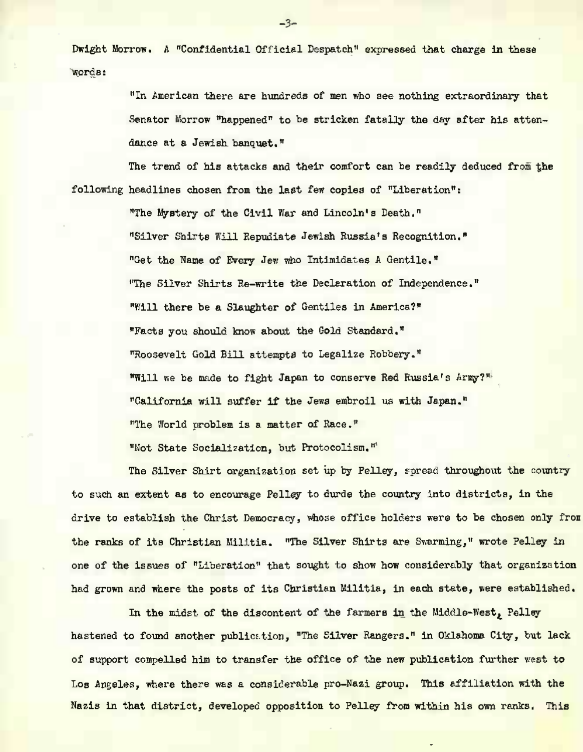Dwight Morrow. A "Confidential Official Despatch" expressed that charge in these words:

> "In American there are hundreds of men who see nothing extraordinary that Senator Morrow "happened" to be stricken fatally the day after his attendance at a Jewish banquet."

The trend of his attacks and their comfort can be readily deduced from the following headlines chosen from the last few copies of "Liberation":

> "The Mystery of the Civil War and Lincoln's Death."
>
> "Silver Shirts Will Repudiate Jewish Russia's Recognition."
>
> "Get the Name of Every Jew who Intimidates A Gentile."
>
> "The Silver Shirts Re-write the Declaration of Independence."
>
> "Will there be a Slaughter of Gentiles in America?"
>
> "Facts you should know about the Gold Standard."
>
> "Roosevelt Gold Bill attempts to Legalize Robbery."
>
> "Will we be made to fight Japan to conserve Red Russia's Army?"
>
> "California will suffer if the Jews embroil us with Japan."
>
> "The World problem is a matter of Race."
>
> "Not State Socialization, but Protocolism."

The Silver Shirt organization set up by Pelley, spread throughout the country to such an extent as to encourage Pelley to durde the country into districts, in the drive to establish the Christ Democracy, whose office holders were to be chosen only from the ranks of its Christian Militia. "The Silver Shirts are Swarming," wrote Pelley in one of the issues of "Liberation" that sought to show how considerably that organization had grown and where the posts of its Christian Militia, in each state, were established.

In the midst of the discontent of the farmers in the Middle-West, Pelley hastened to found another publication, "The Silver Rangers." in Oklahoma City, but lack of support compelled him to transfer the office of the new publication further west to Los Angeles, where there was a considerable pro-Nazi group. This affiliation with the Nazis in that district, developed opposition to Pelley from within his own ranks. This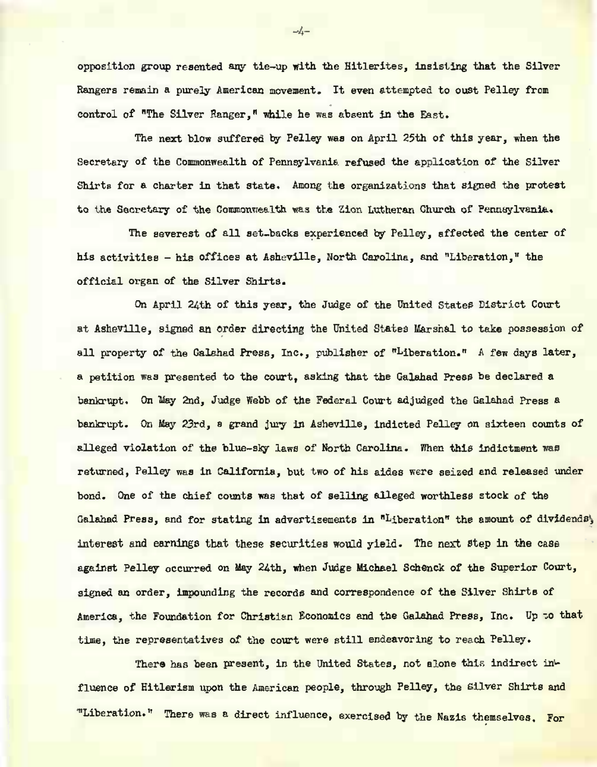opposition group resented any tie-up with the Hitlerites, insisting that the Silver Rangers remain a purely American movement. It even attempted to oust Pelley from control of "The Silver Ranger," while he was absent in the East.

The next blow suffered by Pelley was on April 25th of this year, when the Secretary of the Commonwealth of Pennsylvania refused the application of the Silver Shirts for a charter in that state. Among the organizations that signed the protest to the Secretary of the Commonwealth was the Zion Lutheran Church of Pennsylvania.

The severest of all set-backs experienced by Pelley, affected the center of his activities - his offices at Asheville, North Carolina, and "Liberation," the official organ of the Silver Shirts.

On April 24th of this year, the Judge of the United States District Court at Asheville, signed an order directing the United States Marshal to take possession of all property of the Galahad Press, Inc., publisher of "Liberation." A few days later, a petition was presented to the court, asking that the Galahad Press be declared a bankrupt. On May 2nd, Judge Webb of the Federal Court adjudged the Galahad Press a bankrupt. On May 23rd, a grand jury in Asheville, indicted Pelley on sixteen counts of alleged violation of the blue-sky laws of North Carolina. When this indictment was returned, Pelley was in California, but two of his aides were seized and released under bond. One of the chief counts was that of selling alleged worthless stock of the Galahad Press, and for stating in advertisements in "Liberation" the amount of dividends, interest and earnings that these securities would yield. The next step in the case against Pelley occurred on May 24th, when Judge Michael Schenck of the Superior Court, signed an order, impounding the records and correspondence of the Silver Shirts of America, the Foundation for Christian Economics and the Galahad Press, Inc. Up to that time, the representatives of the court were still endeavoring to reach Pelley.

There has been present, in the United States, not alone this indirect influence of Hitlerism upon the American people, through Pelley, the Silver Shirts and "Liberation." There was a direct influence, exercised by the Nazis themselves. For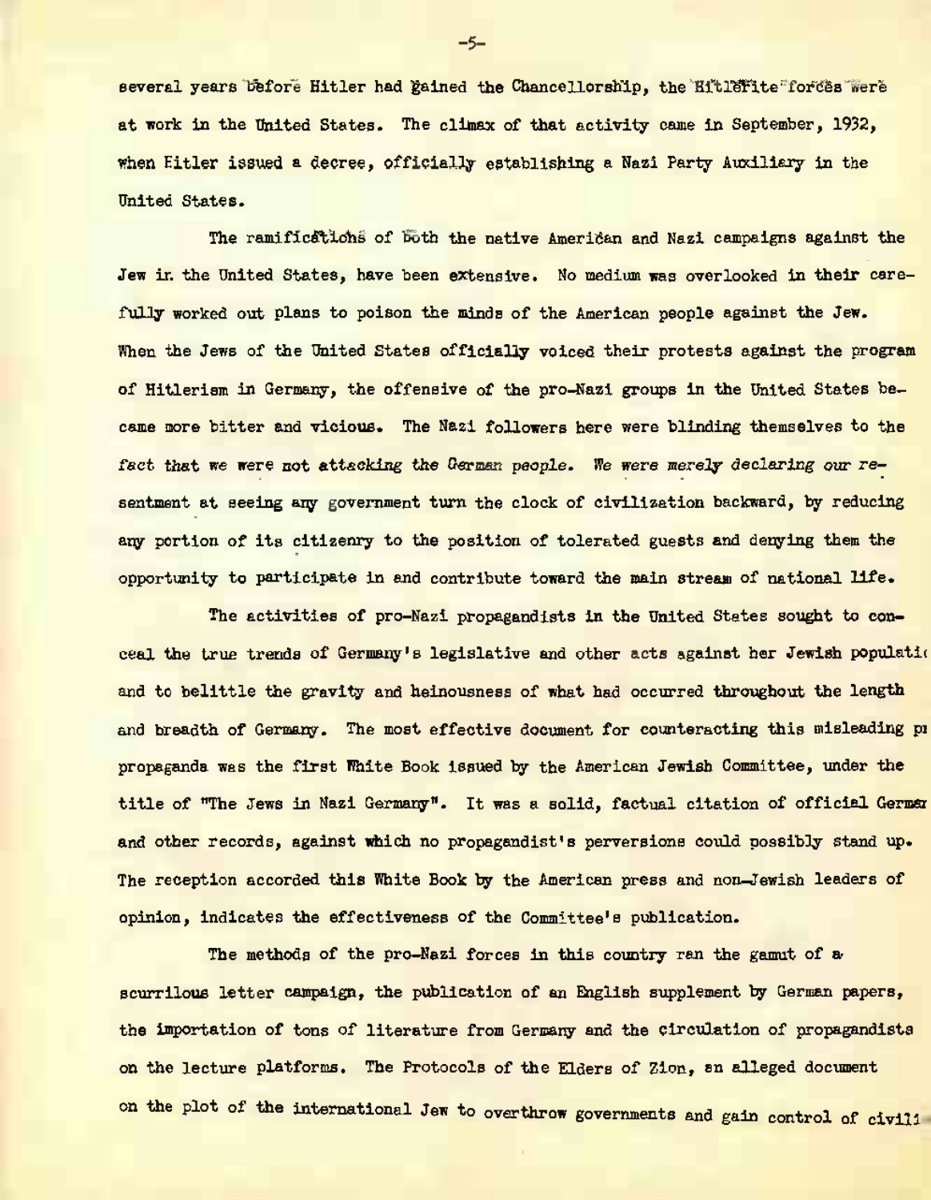several years before Hitler had gained the Chancellorship, the Hitlerite forces were at work in the United States. The climax of that activity came in September, 1932, when Hitler issued a decree, officially establishing a Nazi Party Auxiliary in the United States.

The ramifications of both the native American and Nazi campaigns against the Jew in the United States, have been extensive. No medium was overlooked in their carefully worked out plans to poison the minds of the American people against the Jew. When the Jews of the United States officially voiced their protests against the program of Hitlerism in Germany, the offensive of the pro-Nazi groups in the United States became more bitter and vicious. The Nazi followers here were blinding themselves to the *fact that we were not attacking the German people. We were merely declaring our re*sentment at seeing any government turn the clock of civilization backward, by reducing any portion of its citizenry to the position of tolerated guests and denying them the opportunity to participate in and contribute toward the main stream of national life.

The activities of pro-Nazi propagandists in the United States sought to conceal the true trends of Germany's legislative and other acts against her Jewish populatio and to belittle the gravity and heinousness of what had occurred throughout the length and breadth of Germany. The most effective document for counteracting this misleading pr propaganda was the first White Book issued by the American Jewish Committee, under the title of "The Jews in Nazi Germany". It was a solid, factual citation of official Germar and other records, against which no propagandist's perversions could possibly stand up. The reception accorded this White Book by the American press and non-Jewish leaders of opinion, indicates the effectiveness of the Committee's publication.

The methods of the pro-Nazi forces in this country ran the gamut of a scurrilous letter campaign, the publication of an English supplement by German papers, the importation of tons of literature from Germany and the circulation of propagandists on the lecture platforms. The Protocols of the Elders of Zion, an alleged document on the plot of the international Jew to overthrow governments and gain control of civili-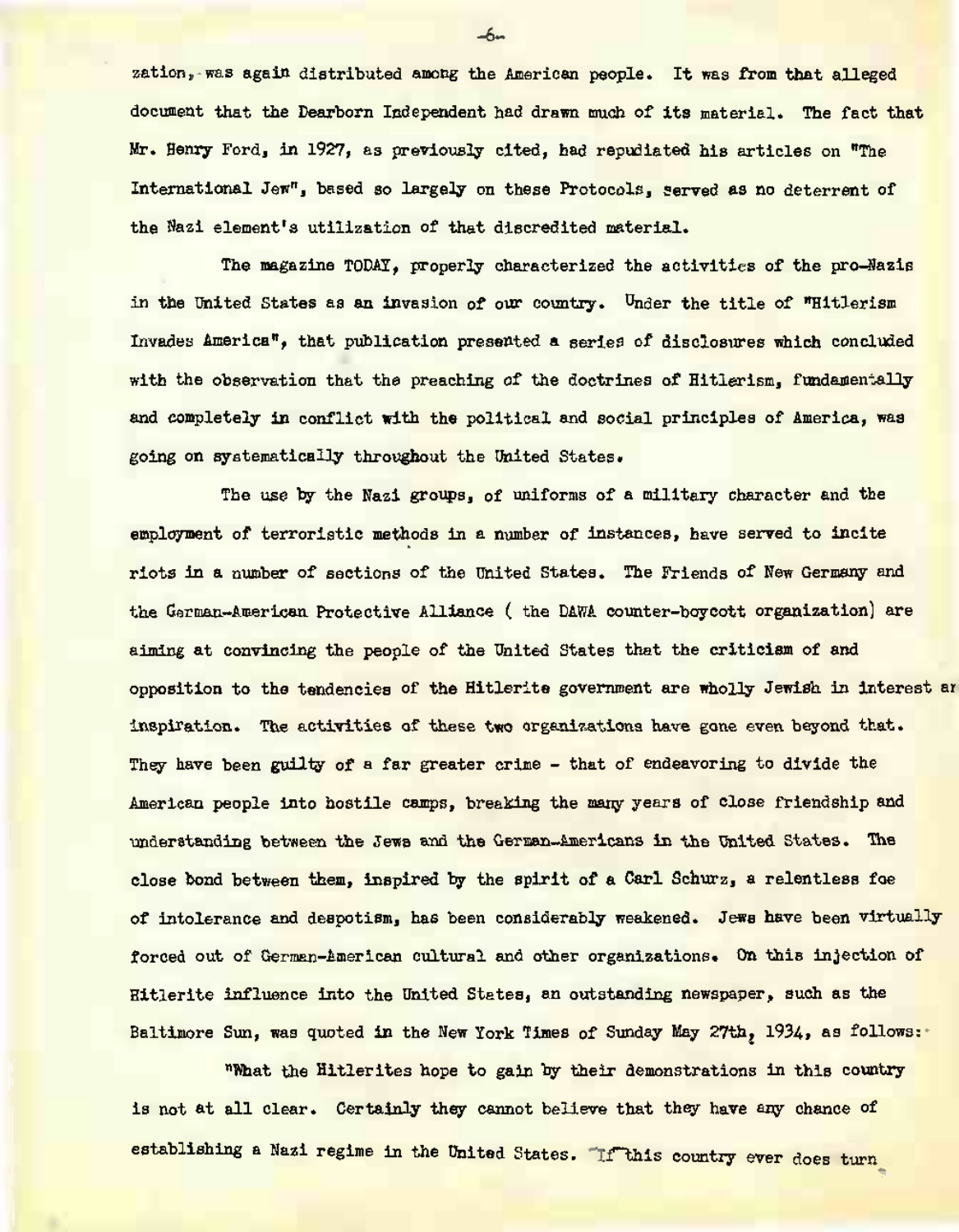zation, was again distributed among the American people. It was from that alleged document that the Dearborn Independent had drawn much of its material. The fact that Mr. Henry Ford, in 1927, as previously cited, had repudiated his articles on "The International Jew", based so largely on these Protocols, served as no deterrent of the Nazi element's utilization of that discredited material.

The magazine TODAY, properly characterized the activities of the pro-Nazis in the United States as an invasion of our country. Under the title of "Hitlerism Invades America", that publication presented a series of disclosures which concluded with the observation that the preaching of the doctrines of Hitlerism, fundamentally and completely in conflict with the political and social principles of America, was going on systematically throughout the United States.

The use by the Nazi groups, of uniforms of a military character and the employment of terroristic methods in a number of instances, have served to incite riots in a number of sections of the United States. The Friends of New Germany and the German-American Protective Alliance ( the DAWA counter-boycott organization) are aiming at convincing the people of the United States that the criticism of and opposition to the tendencies of the Hitlerite government are wholly Jewish in interest ar inspiration. The activities of these two organizations have gone even beyond that. They have been guilty of a far greater crime - that of endeavoring to divide the American people into hostile camps, breaking the many years of close friendship and understanding between the Jews and the German-Americans in the United States. The close bond between them, inspired by the spirit of a Carl Schurz, a relentless foe of intolerance and despotism, has been considerably weakened. Jews have been virtually forced out of German-American cultural and other organizations. On this injection of Hitlerite influence into the United States, an outstanding newspaper, such as the Baltimore Sun, was quoted in the New York Times of Sunday May 27th, 1934, as follows:

"What the Hitlerites hope to gain by their demonstrations in this country is not at all clear. Certainly they cannot believe that they have any chance of establishing a Nazi regime in the United States. If this country ever does turn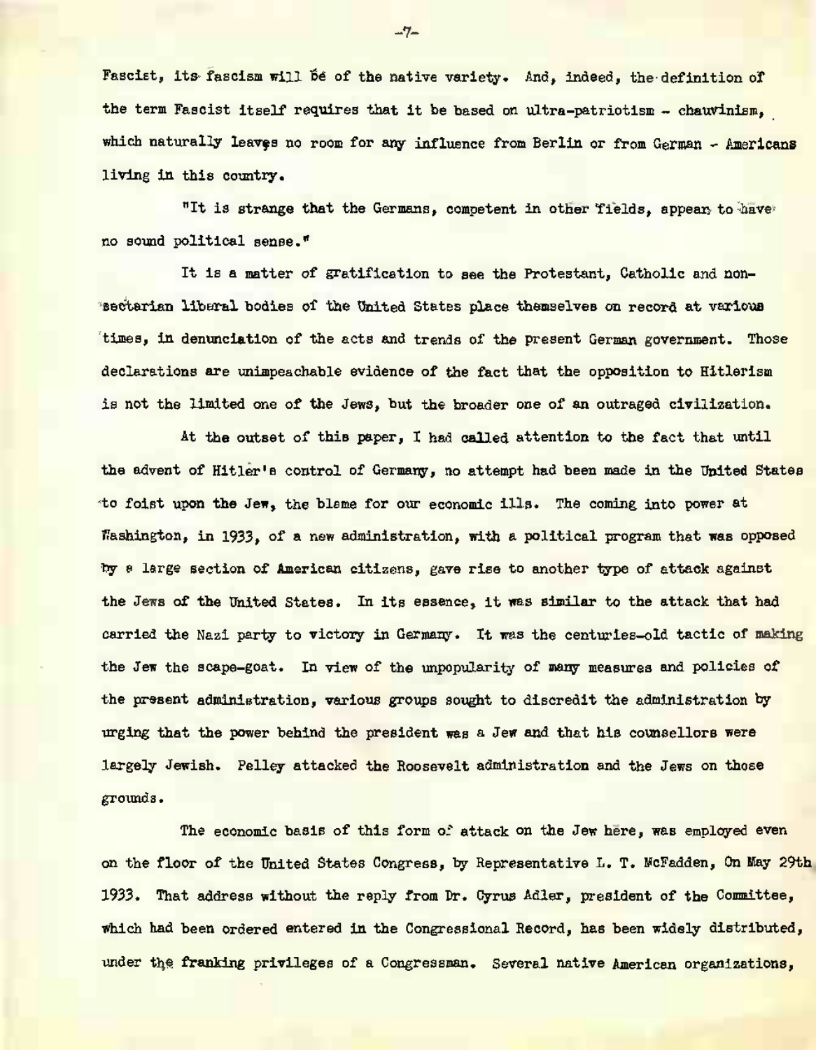Fascist, its fascism will be of the native variety. And, indeed, the definition of the term Fascist itself requires that it be based on ultra-patriotism - chauvinism, which naturally leaves no room for any influence from Berlin or from German - Americans living in this country.

"It is strange that the Germans, competent in other fields, appear to have no sound political sense."

It is a matter of gratification to see the Protestant, Catholic and non-sectarian liberal bodies of the United States place themselves on record at various times, in denunciation of the acts and trends of the present German government. Those declarations are unimpeachable evidence of the fact that the opposition to Hitlerism is not the limited one of the Jews, but the broader one of an outraged civilization.

At the outset of this paper, I had called attention to the fact that until the advent of Hitler's control of Germany, no attempt had been made in the United States to foist upon the Jew, the blame for our economic ills. The coming into power at Washington, in 1933, of a new administration, with a political program that was opposed by a large section of American citizens, gave rise to another type of attack against the Jews of the United States. In its essence, it was similar to the attack that had carried the Nazi party to victory in Germany. It was the centuries-old tactic of making the Jew the scape-goat. In view of the unpopularity of many measures and policies of the present administration, various groups sought to discredit the administration by urging that the power behind the president was a Jew and that his counsellors were largely Jewish. Pelley attacked the Roosevelt administration and the Jews on those grounds.

The economic basis of this form of attack on the Jew here, was employed even on the floor of the United States Congress, by Representative L. T. McFadden, On May 29th 1933. That address without the reply from Dr. Cyrus Adler, president of the Committee, which had been ordered entered in the Congressional Record, has been widely distributed, under the franking privileges of a Congressman. Several native American organizations,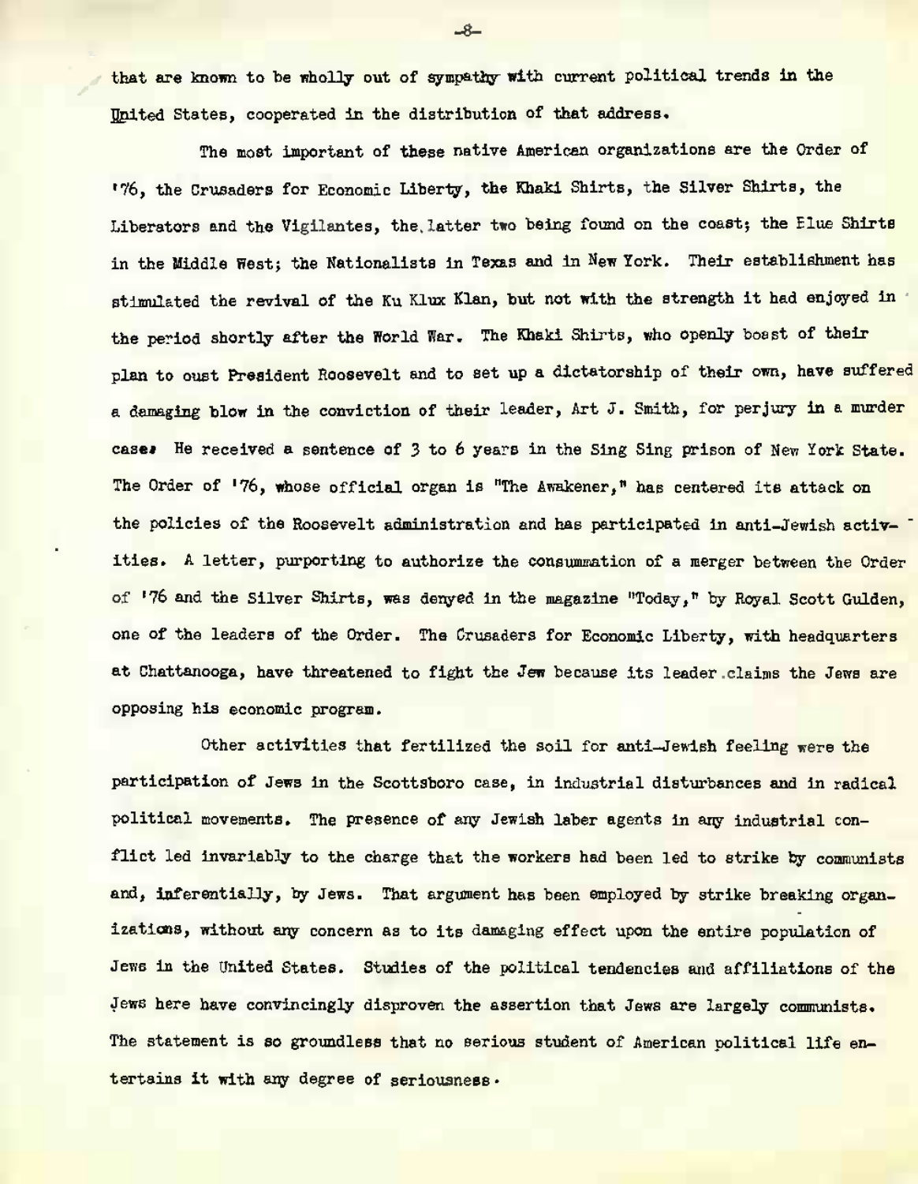that are known to be wholly out of sympathy with current political trends in the United States, cooperated in the distribution of that address.

The most important of these native American organizations are the Order of '76, the Crusaders for Economic Liberty, the Khaki Shirts, the Silver Shirts, the Liberators and the Vigilantes, the latter two being found on the coast; the Blue Shirts in the Middle West; the Nationalists in Texas and in New York. Their establishment has stimulated the revival of the Ku Klux Klan, but not with the strength it had enjoyed in the period shortly after the World War. The Khaki Shirts, who openly boast of their plan to oust President Roosevelt and to set up a dictatorship of their own, have suffered a damaging blow in the conviction of their leader, Art J. Smith, for perjury in a murder case. He received a sentence of 3 to 6 years in the Sing Sing prison of New York State. The Order of '76, whose official organ is "The Awakener," has centered its attack on the policies of the Roosevelt administration and has participated in anti-Jewish activities. A letter, purporting to authorize the consummation of a merger between the Order of '76 and the Silver Shirts, was denyed in the magazine "Today," by Royal Scott Gulden, one of the leaders of the Order. The Crusaders for Economic Liberty, with headquarters at Chattanooga, have threatened to fight the Jew because its leader claims the Jews are opposing his economic program.

Other activities that fertilized the soil for anti-Jewish feeling were the participation of Jews in the Scottsboro case, in industrial disturbances and in radical political movements. The presence of any Jewish laber agents in any industrial conflict led invariably to the charge that the workers had been led to strike by communists and, inferentially, by Jews. That argument has been employed by strike breaking organizations, without any concern as to its damaging effect upon the entire population of Jews in the United States. Studies of the political tendencies and affiliations of the Jews here have convincingly disproven the assertion that Jews are largely communists. The statement is so groundless that no serious student of American political life entertains it with any degree of seriousness.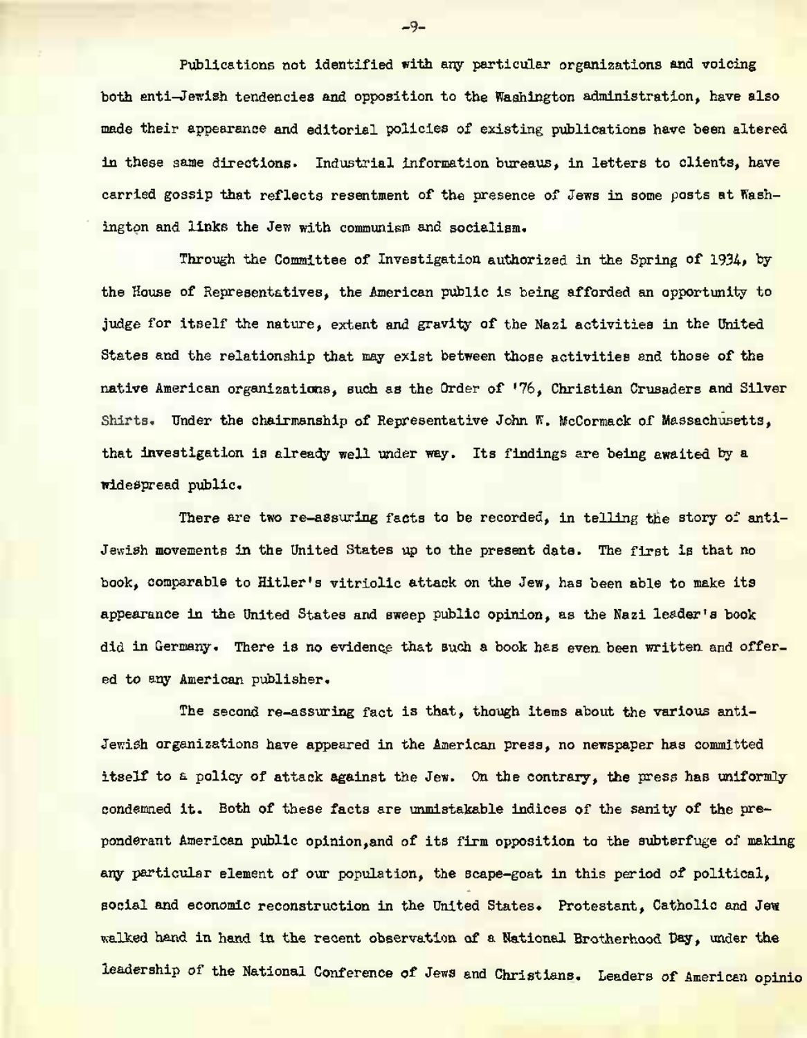Publications not identified with any particular organizations and voicing both anti-Jewish tendencies and opposition to the Washington administration, have also made their appearance and editorial policies of existing publications have been altered in these same directions. Industrial information bureaus, in letters to clients, have carried gossip that reflects resentment of the presence of Jews in some posts at Washington and links the Jew with communism and socialism.

Through the Committee of Investigation authorized in the Spring of 1934, by the House of Representatives, the American public is being afforded an opportunity to judge for itself the nature, extent and gravity of the Nazi activities in the United States and the relationship that may exist between those activities and those of the native American organizations, such as the Order of '76, Christian Crusaders and Silver Shirts. Under the chairmanship of Representative John W. McCormack of Massachusetts, that investigation is already well under way. Its findings are being awaited by a widespread public.

There are two re-assuring facts to be recorded, in telling the story of anti-Jewish movements in the United States up to the present date. The first is that no book, comparable to Hitler's vitriolic attack on the Jew, has been able to make its appearance in the United States and sweep public opinion, as the Nazi leader's book did in Germany. There is no evidence that such a book has even been written and offered to any American publisher.

The second re-assuring fact is that, though items about the various anti-Jewish organizations have appeared in the American press, no newspaper has committed itself to a policy of attack against the Jew. On the contrary, the press has uniformly condemned it. Both of these facts are unmistakable indices of the sanity of the preponderant American public opinion,and of its firm opposition to the subterfuge of making any particular element of our population, the scape-goat in this period of political, social and economic reconstruction in the United States. Protestant, Catholic and Jew walked hand in hand in the recent observation of a National Brotherhood Day, under the leadership of the National Conference of Jews and Christians. Leaders of American opinio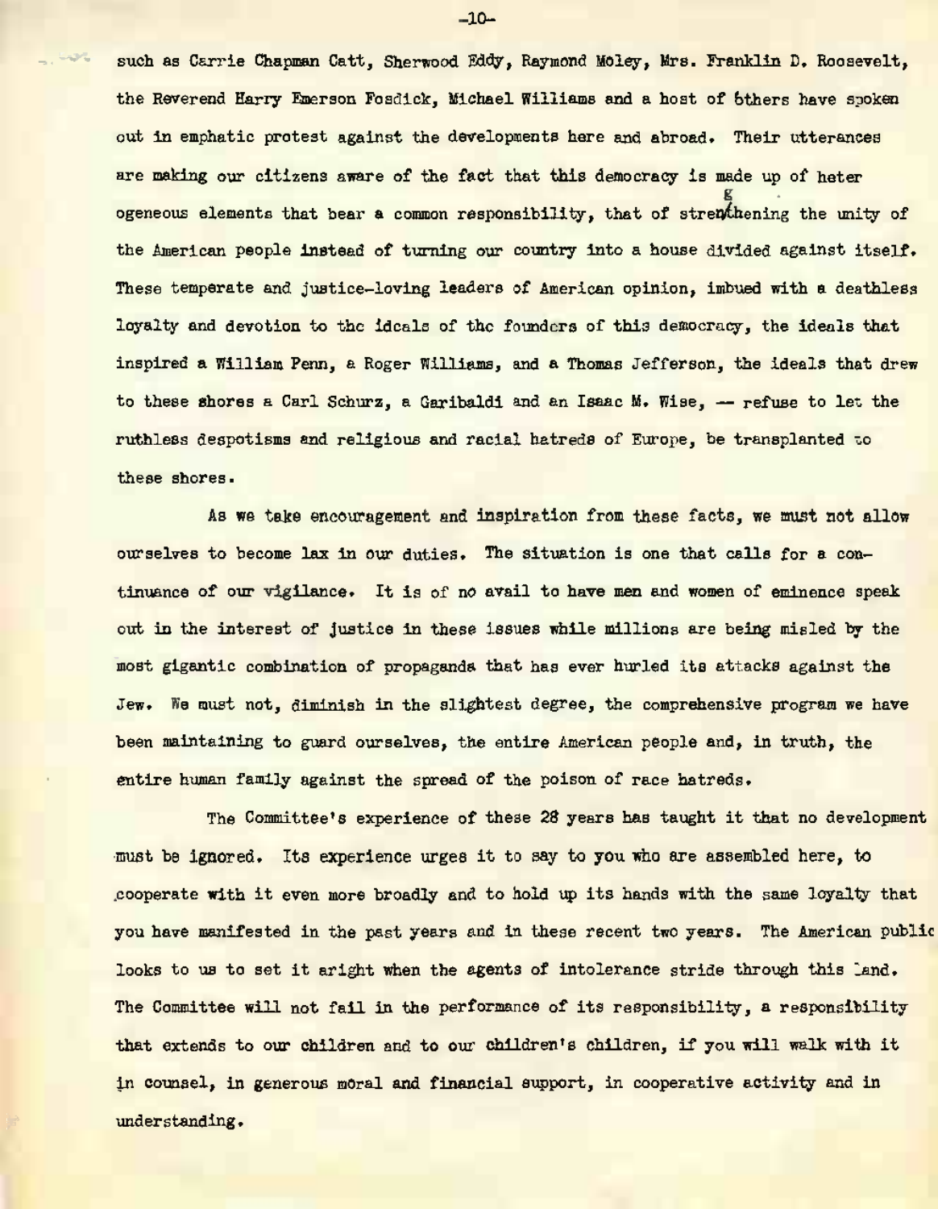such as Carrie Chapman Catt, Sherwood Eddy, Raymond Moley, Mrs. Franklin D. Roosevelt, the Reverend Harry Emerson Fosdick, Michael Williams and a host of others have spoken out in emphatic protest against the developments here and abroad. Their utterances are making our citizens aware of the fact that this democracy is made up of heterogeneous elements that bear a common responsibility, that of strengthening the unity of the American people instead of turning our country into a house divided against itself. These temperate and justice-loving leaders of American opinion, imbued with a deathless loyalty and devotion to the ideals of the founders of this democracy, the ideals that inspired a William Penn, a Roger Williams, and a Thomas Jefferson, the ideals that drew to these shores a Carl Schurz, a Garibaldi and an Isaac M. Wise, — refuse to let the ruthless despotisms and religious and racial hatreds of Europe, be transplanted to these shores.

As we take encouragement and inspiration from these facts, we must not allow ourselves to become lax in our duties. The situation is one that calls for a continuance of our vigilance. It is of no avail to have men and women of eminence speak out in the interest of justice in these issues while millions are being misled by the most gigantic combination of propaganda that has ever hurled its attacks against the Jew. We must not, diminish in the slightest degree, the comprehensive program we have been maintaining to guard ourselves, the entire American people and, in truth, the entire human family against the spread of the poison of race hatreds.

The Committee's experience of these 28 years has taught it that no development must be ignored. Its experience urges it to say to you who are assembled here, to cooperate with it even more broadly and to hold up its hands with the same loyalty that you have manifested in the past years and in these recent two years. The American public looks to us to set it aright when the agents of intolerance stride through this land. The Committee will not fail in the performance of its responsibility, a responsibility that extends to our children and to our children's children, if you will walk with it in counsel, in generous moral and financial support, in cooperative activity and in understanding.